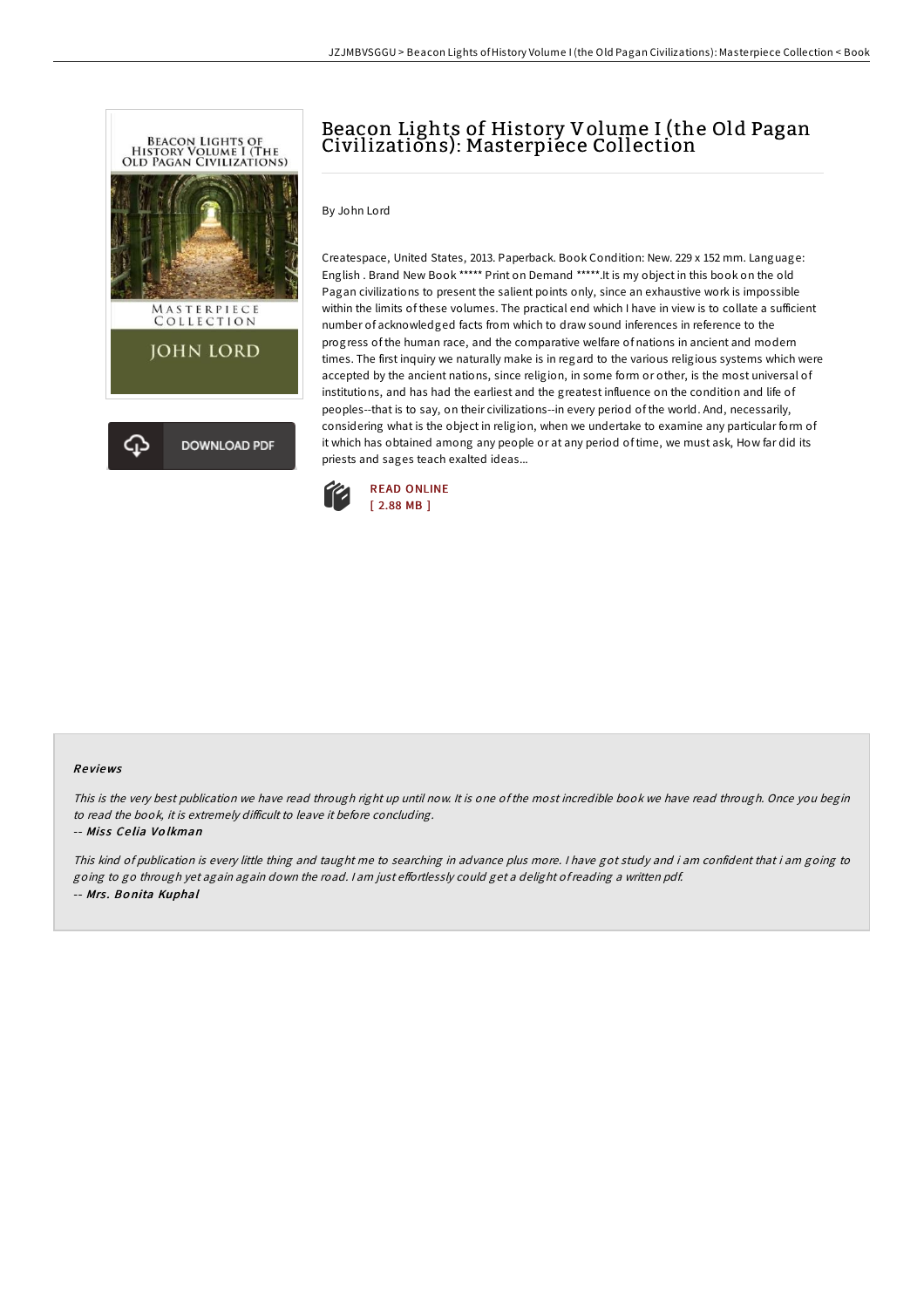# Beacon Lights of History Volume I (the Old Pagan Civilizations): Masterpiece Collection

By John Lord

Createspace, United States, 2013. Paperback. Book Condition: New. 229 x 152 mm. Language: English . Brand New Book ***** Print on Demand *****.It is my object in this book on the old Pagan civilizations to present the salient points only, since an exhaustive work is impossible within the limits of these volumes. The practical end which I have in view is to collate a sufficient number of acknowledged facts from which to draw sound inferences in reference to the progress of the human race, and the comparative welfare of nations in ancient and modern times. The first inquiry we naturally make is in regard to the various religious systems which were accepted by the ancient nations, since religion, in some form or other, is the most universal of institutions, and has had the earliest and the greatest influence on the condition and life of peoples--that is to say, on their civilizations--in every period of the world. And, necessarily, considering what is the object in religion, when we undertake to examine any particular form of it which has obtained among any people or at any period of time, we must ask, How far did its priests and sages teach exalted ideas...

READ ONLINE
[ 2.88 MB ]

## Reviews

*This is the very best publication we have read through right up until now. It is one of the most incredible book we have read through. Once you begin to read the book, it is extremely difficult to leave it before concluding.*

-- ***Miss Celia Volkman***

*This kind of publication is every little thing and taught me to searching in advance plus more. I have got study and i am confident that i am going to going to go through yet again again down the road. I am just effortlessly could get a delight of reading a written pdf.*

-- ***Mrs. Bonita Kuphal***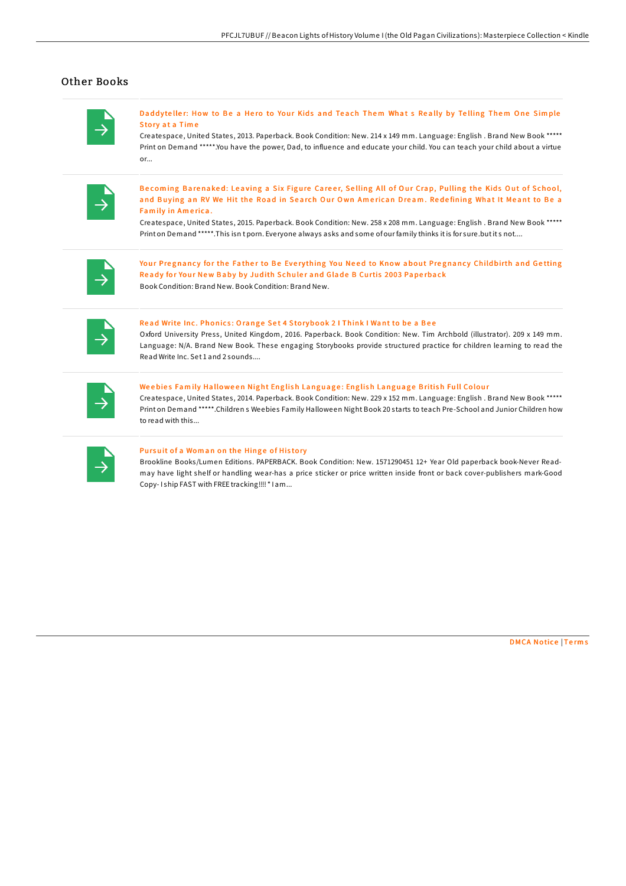## Other Books

**Daddyteller: How to Be a Hero to Your Kids and Teach Them What s Really by Telling Them One Simple Story at a Time**

Createspace, United States, 2013. Paperback. Book Condition: New. 214 x 149 mm. Language: English . Brand New Book ***** Print on Demand *****.You have the power, Dad, to influence and educate your child. You can teach your child about a virtue or...

**Becoming Barenaked: Leaving a Six Figure Career, Selling All of Our Crap, Pulling the Kids Out of School, and Buying an RV We Hit the Road in Search Our Own American Dream. Redefining What It Meant to Be a Family in America.**

Createspace, United States, 2015. Paperback. Book Condition: New. 258 x 208 mm. Language: English . Brand New Book ***** Print on Demand *****.This isn t porn. Everyone always asks and some of our family thinks it is for sure.but it s not....

**Your Pregnancy for the Father to Be Everything You Need to Know about Pregnancy Childbirth and Getting Ready for Your New Baby by Judith Schuler and Glade B Curtis 2003 Paperback**

Book Condition: Brand New. Book Condition: Brand New.

**Read Write Inc. Phonics: Orange Set 4 Storybook 2 I Think I Want to be a Bee**

Oxford University Press, United Kingdom, 2016. Paperback. Book Condition: New. Tim Archbold (illustrator). 209 x 149 mm. Language: N/A. Brand New Book. These engaging Storybooks provide structured practice for children learning to read the Read Write Inc. Set 1 and 2 sounds....

**Weebies Family Halloween Night English Language: English Language British Full Colour**

Createspace, United States, 2014. Paperback. Book Condition: New. 229 x 152 mm. Language: English . Brand New Book ***** Print on Demand *****.Children s Weebies Family Halloween Night Book 20 starts to teach Pre-School and Junior Children how to read with this...

**Pursuit of a Woman on the Hinge of History**

Brookline Books/Lumen Editions. PAPERBACK. Book Condition: New. 1571290451 12+ Year Old paperback book-Never Read-may have light shelf or handling wear-has a price sticker or price written inside front or back cover-publishers mark-Good Copy- I ship FAST with FREE tracking!!!! * I am...

DMCA Notice | Terms